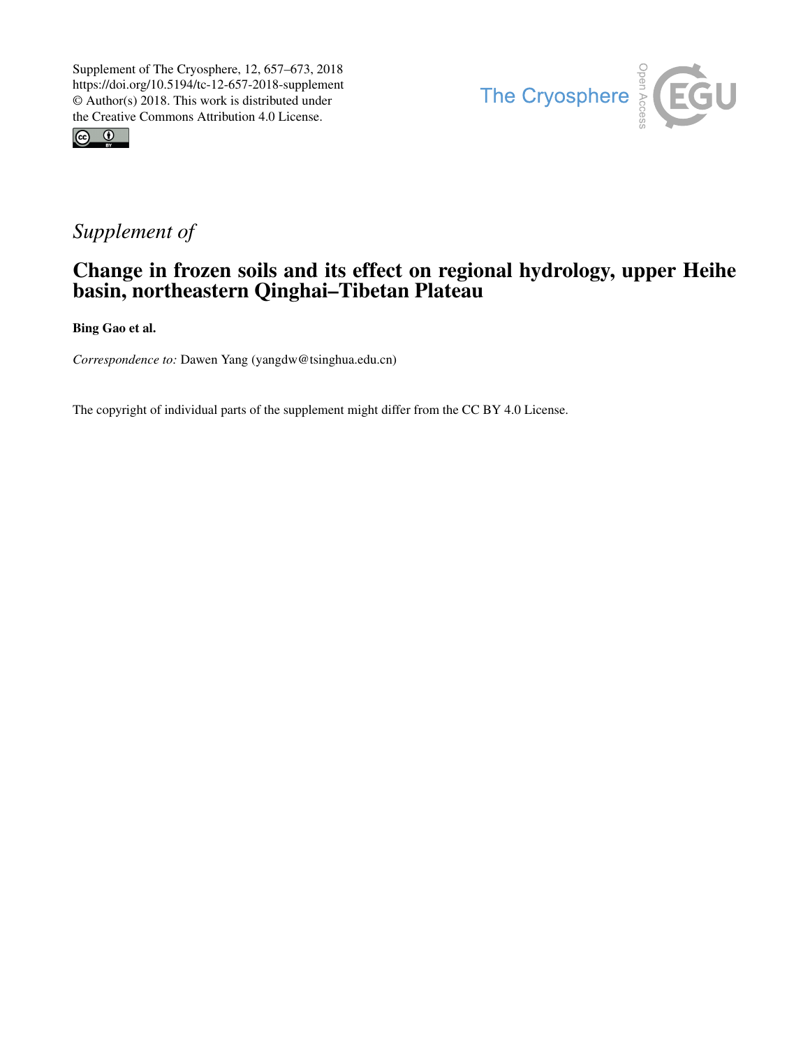Supplement of The Cryosphere, 12, 657–673, 2018
https://doi.org/10.5194/tc-12-657-2018-supplement
© Author(s) 2018. This work is distributed under
the Creative Commons Attribution 4.0 License.

The Cryosphere

*Supplement of*

# Change in frozen soils and its effect on regional hydrology, upper Heihe basin, northeastern Qinghai–Tibetan Plateau

**Bing Gao et al.**

*Correspondence to:* Dawen Yang (yangdw@tsinghua.edu.cn)

The copyright of individual parts of the supplement might differ from the CC BY 4.0 License.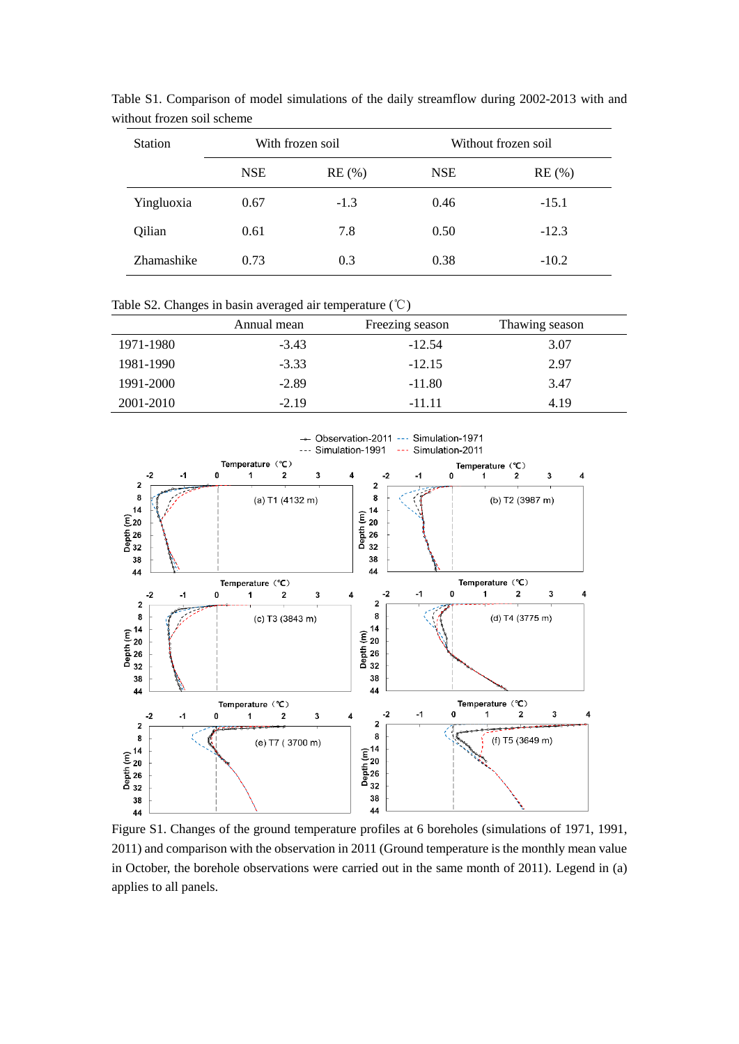Table S1. Comparison of model simulations of the daily streamflow during 2002-2013 with and without frozen soil scheme

| Station | With frozen soil | | Without frozen soil | |
|---|---|---|---|---|
| | NSE | RE (%) | NSE | RE (%) |
| Yingluoxia | 0.67 | -1.3 | 0.46 | -15.1 |
| Qilian | 0.61 | 7.8 | 0.50 | -12.3 |
| Zhamashike | 0.73 | 0.3 | 0.38 | -10.2 |

Table S2. Changes in basin averaged air temperature (℃)

| | Annual mean | Freezing season | Thawing season |
|---|---|---|---|
| 1971-1980 | -3.43 | -12.54 | 3.07 |
| 1981-1990 | -3.33 | -12.15 | 2.97 |
| 1991-2000 | -2.89 | -11.80 | 3.47 |
| 2001-2010 | -2.19 | -11.11 | 4.19 |

Figure S1. Changes of the ground temperature profiles at 6 boreholes (simulations of 1971, 1991, 2011) and comparison with the observation in 2011 (Ground temperature is the monthly mean value in October, the borehole observations were carried out in the same month of 2011). Legend in (a) applies to all panels.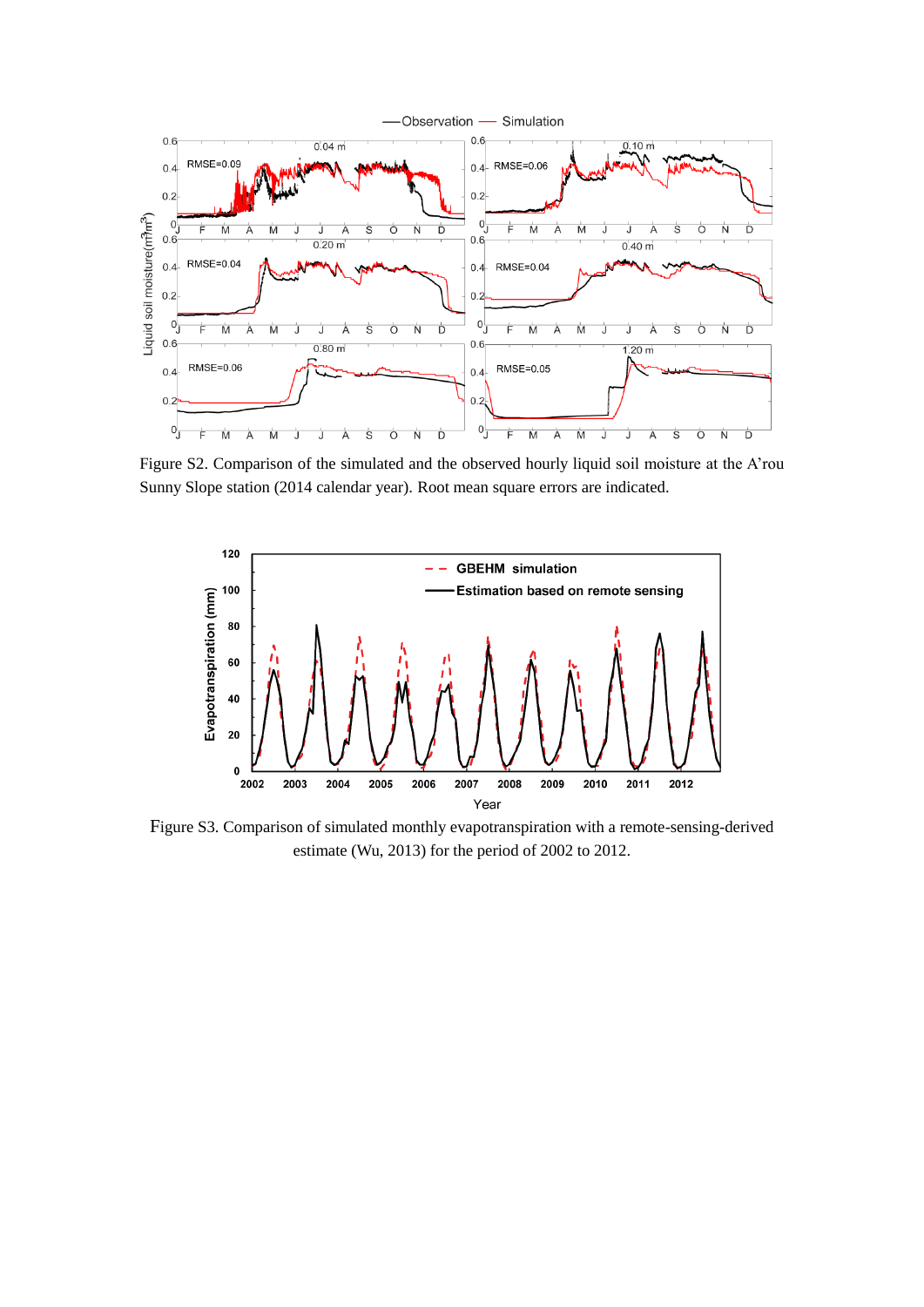Figure S2. Comparison of the simulated and the observed hourly liquid soil moisture at the A'rou Sunny Slope station (2014 calendar year). Root mean square errors are indicated.

Figure S3. Comparison of simulated monthly evapotranspiration with a remote-sensing-derived estimate (Wu, 2013) for the period of 2002 to 2012.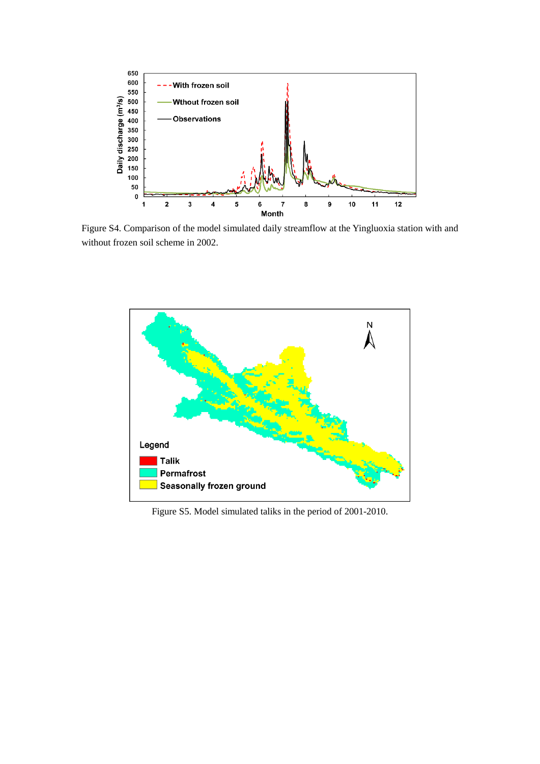Figure S4. Comparison of the model simulated daily streamflow at the Yingluoxia station with and without frozen soil scheme in 2002.

Figure S5. Model simulated taliks in the period of 2001-2010.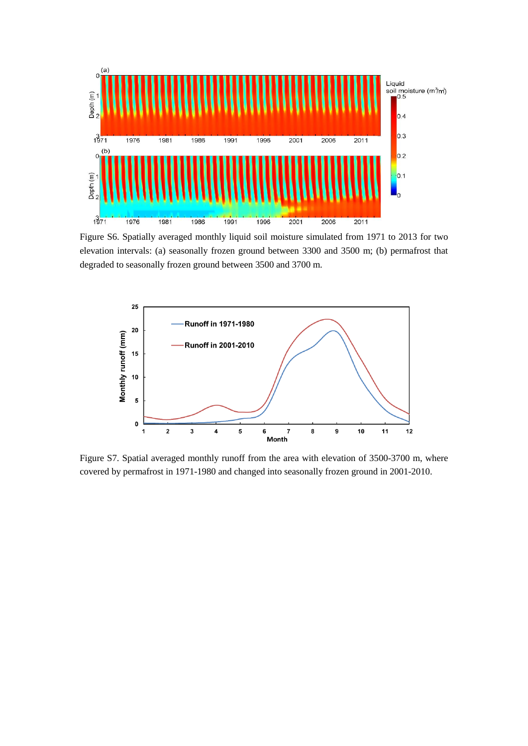(a)

Depth (m)

0
1
2
3

1971 1976 1981 1986 1991 1996 2001 2006 2011

(b)

Depth (m)

0
1
2
3

1971 1976 1981 1986 1991 1996 2001 2006 2011

Liquid soil moisture ($m^3/m^3$)

0.5
0.4
0.3
0.2
0.1
0

Figure S6. Spatially averaged monthly liquid soil moisture simulated from 1971 to 2013 for two elevation intervals: (a) seasonally frozen ground between 3300 and 3500 m; (b) permafrost that degraded to seasonally frozen ground between 3500 and 3700 m.

Monthly runoff (mm)

25
20
15
10
5
0

Runoff in 1971-1980

Runoff in 2001-2010

1 2 3 4 5 6 7 8 9 10 11 12

Month

Figure S7. Spatial averaged monthly runoff from the area with elevation of 3500-3700 m, where covered by permafrost in 1971-1980 and changed into seasonally frozen ground in 2001-2010.